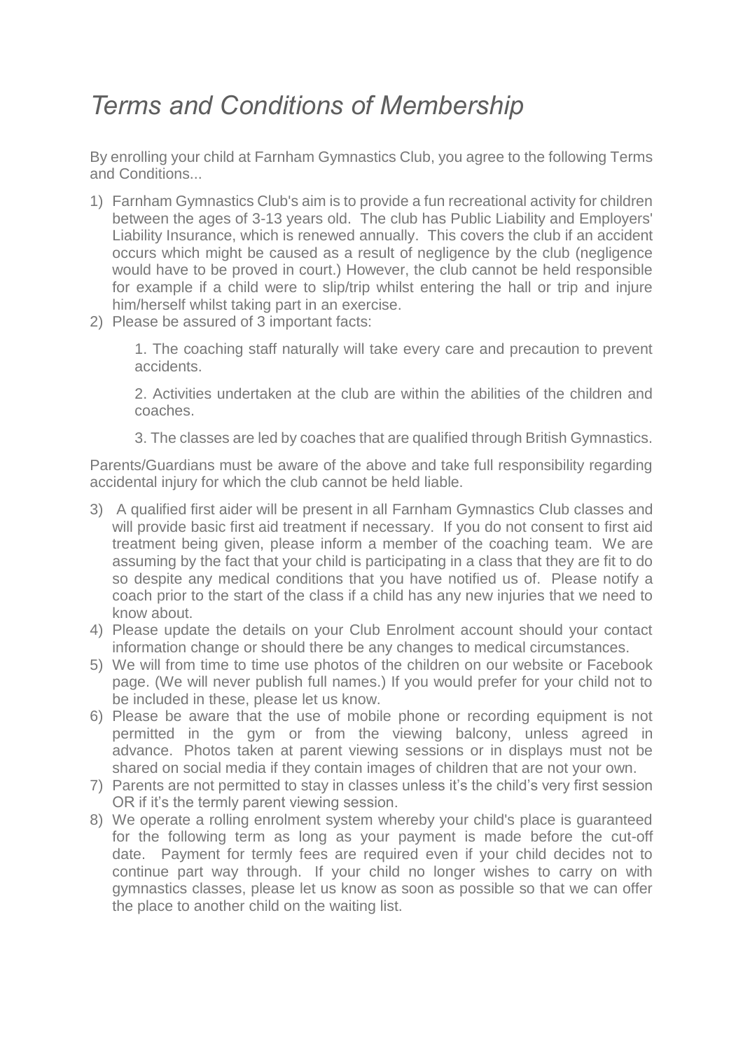# *Terms and Conditions of Membership*

By enrolling your child at Farnham Gymnastics Club, you agree to the following Terms and Conditions...

1) Farnham Gymnastics Club's aim is to provide a fun recreational activity for children between the ages of 3-13 years old. The club has Public Liability and Employers' Liability Insurance, which is renewed annually. This covers the club if an accident occurs which might be caused as a result of negligence by the club (negligence would have to be proved in court.) However, the club cannot be held responsible for example if a child were to slip/trip whilst entering the hall or trip and injure him/herself whilst taking part in an exercise.
2) Please be assured of 3 important facts:

    1. The coaching staff naturally will take every care and precaution to prevent accidents.

    2. Activities undertaken at the club are within the abilities of the children and coaches.

    3. The classes are led by coaches that are qualified through British Gymnastics.

Parents/Guardians must be aware of the above and take full responsibility regarding accidental injury for which the club cannot be held liable.

3) A qualified first aider will be present in all Farnham Gymnastics Club classes and will provide basic first aid treatment if necessary. If you do not consent to first aid treatment being given, please inform a member of the coaching team. We are assuming by the fact that your child is participating in a class that they are fit to do so despite any medical conditions that you have notified us of. Please notify a coach prior to the start of the class if a child has any new injuries that we need to know about.
4) Please update the details on your Club Enrolment account should your contact information change or should there be any changes to medical circumstances.
5) We will from time to time use photos of the children on our website or Facebook page. (We will never publish full names.) If you would prefer for your child not to be included in these, please let us know.
6) Please be aware that the use of mobile phone or recording equipment is not permitted in the gym or from the viewing balcony, unless agreed in advance. Photos taken at parent viewing sessions or in displays must not be shared on social media if they contain images of children that are not your own.
7) Parents are not permitted to stay in classes unless it's the child's very first session OR if it's the termly parent viewing session.
8) We operate a rolling enrolment system whereby your child's place is guaranteed for the following term as long as your payment is made before the cut-off date. Payment for termly fees are required even if your child decides not to continue part way through. If your child no longer wishes to carry on with gymnastics classes, please let us know as soon as possible so that we can offer the place to another child on the waiting list.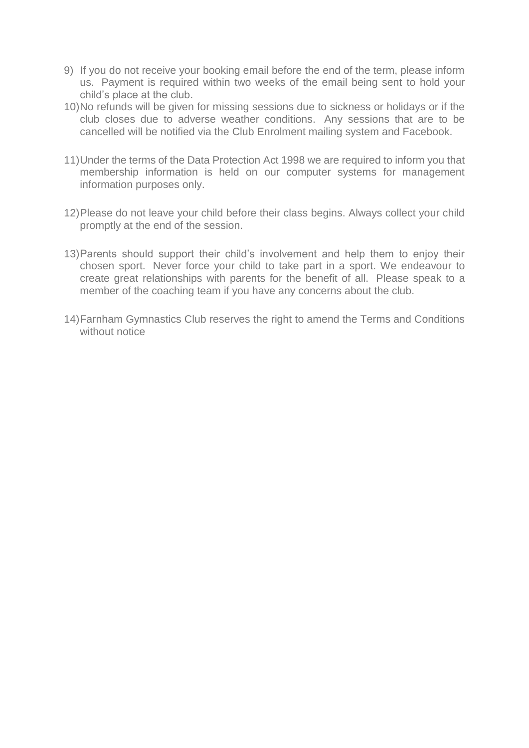9) If you do not receive your booking email before the end of the term, please inform us. Payment is required within two weeks of the email being sent to hold your child's place at the club.
10) No refunds will be given for missing sessions due to sickness or holidays or if the club closes due to adverse weather conditions. Any sessions that are to be cancelled will be notified via the Club Enrolment mailing system and Facebook.
11) Under the terms of the Data Protection Act 1998 we are required to inform you that membership information is held on our computer systems for management information purposes only.
12) Please do not leave your child before their class begins. Always collect your child promptly at the end of the session.
13) Parents should support their child's involvement and help them to enjoy their chosen sport. Never force your child to take part in a sport. We endeavour to create great relationships with parents for the benefit of all. Please speak to a member of the coaching team if you have any concerns about the club.
14) Farnham Gymnastics Club reserves the right to amend the Terms and Conditions without notice